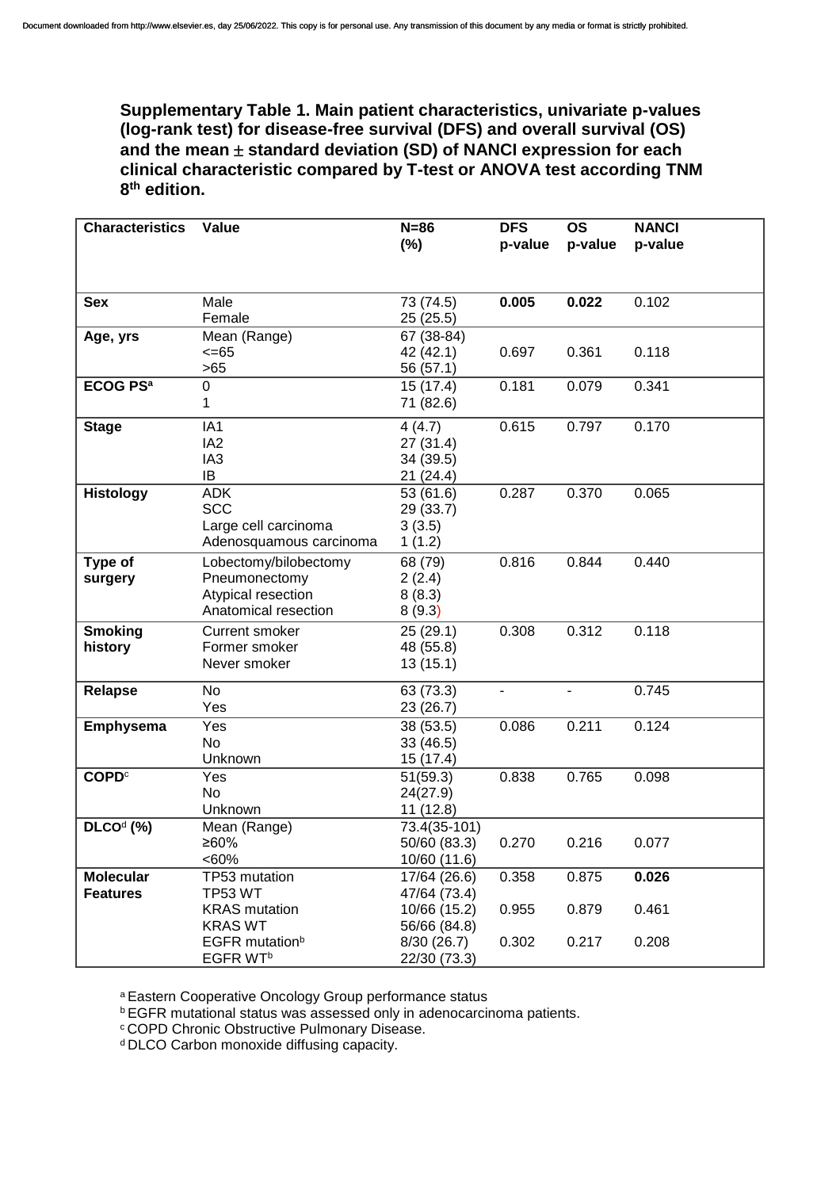**Supplementary Table 1. Main patient characteristics, univariate p-values (log-rank test) for disease-free survival (DFS) and overall survival (OS) and the mean ± standard deviation (SD) of NANCI expression for each clinical characteristic compared by T-test or ANOVA test according TNM 8[th] edition.**

| Characteristics | Value | N=86 (%) | DFS p-value | OS p-value | NANCI p-value |
|---|---|---|---|---|---|
| **Sex** | Male | 73 (74.5) | **0.005** | **0.022** | 0.102 |
| | Female | 25 (25.5) | | | |
| **Age, yrs** | Mean (Range) | 67 (38-84) | | | |
| | <=65 | 42 (42.1) | 0.697 | 0.361 | 0.118 |
| | >65 | 56 (57.1) | | | |
| **ECOG PS[a]** | 0 | 15 (17.4) | 0.181 | 0.079 | 0.341 |
| | 1 | 71 (82.6) | | | |
| **Stage** | IA1 | 4 (4.7) | 0.615 | 0.797 | 0.170 |
| | IA2 | 27 (31.4) | | | |
| | IA3 | 34 (39.5) | | | |
| | IB | 21 (24.4) | | | |
| **Histology** | ADK | 53 (61.6) | 0.287 | 0.370 | 0.065 |
| | SCC | 29 (33.7) | | | |
| | Large cell carcinoma | 3 (3.5) | | | |
| | Adenosquamous carcinoma | 1 (1.2) | | | |
| **Type of surgery** | Lobectomy/bilobectomy | 68 (79) | 0.816 | 0.844 | 0.440 |
| | Pneumonectomy | 2 (2.4) | | | |
| | Atypical resection | 8 (8.3) | | | |
| | Anatomical resection | 8 (9.3) | | | |
| **Smoking history** | Current smoker | 25 (29.1) | 0.308 | 0.312 | 0.118 |
| | Former smoker | 48 (55.8) | | | |
| | Never smoker | 13 (15.1) | | | |
| **Relapse** | No | 63 (73.3) | - | - | 0.745 |
| | Yes | 23 (26.7) | | | |
| **Emphysema** | Yes | 38 (53.5) | 0.086 | 0.211 | 0.124 |
| | No | 33 (46.5) | | | |
| | Unknown | 15 (17.4) | | | |
| **COPD[c]** | Yes | 51(59.3) | 0.838 | 0.765 | 0.098 |
| | No | 24(27.9) | | | |
| | Unknown | 11 (12.8) | | | |
| **DLCO[d] (%)** | Mean (Range) | 73.4(35-101) | | | |
| | ≥60% | 50/60 (83.3) | 0.270 | 0.216 | 0.077 |
| | <60% | 10/60 (11.6) | | | |
| **Molecular Features** | TP53 mutation | 17/64 (26.6) | 0.358 | 0.875 | **0.026** |
| | TP53 WT | 47/64 (73.4) | | | |
| | KRAS mutation | 10/66 (15.2) | 0.955 | 0.879 | 0.461 |
| | KRAS WT | 56/66 (84.8) | | | |
| | EGFR mutation[b] | 8/30 (26.7) | 0.302 | 0.217 | 0.208 |
| | EGFR WT[b] | 22/30 (73.3) | | | |

[a] Eastern Cooperative Oncology Group performance status

[b] EGFR mutational status was assessed only in adenocarcinoma patients.

[c] COPD Chronic Obstructive Pulmonary Disease.

[d] DLCO Carbon monoxide diffusing capacity.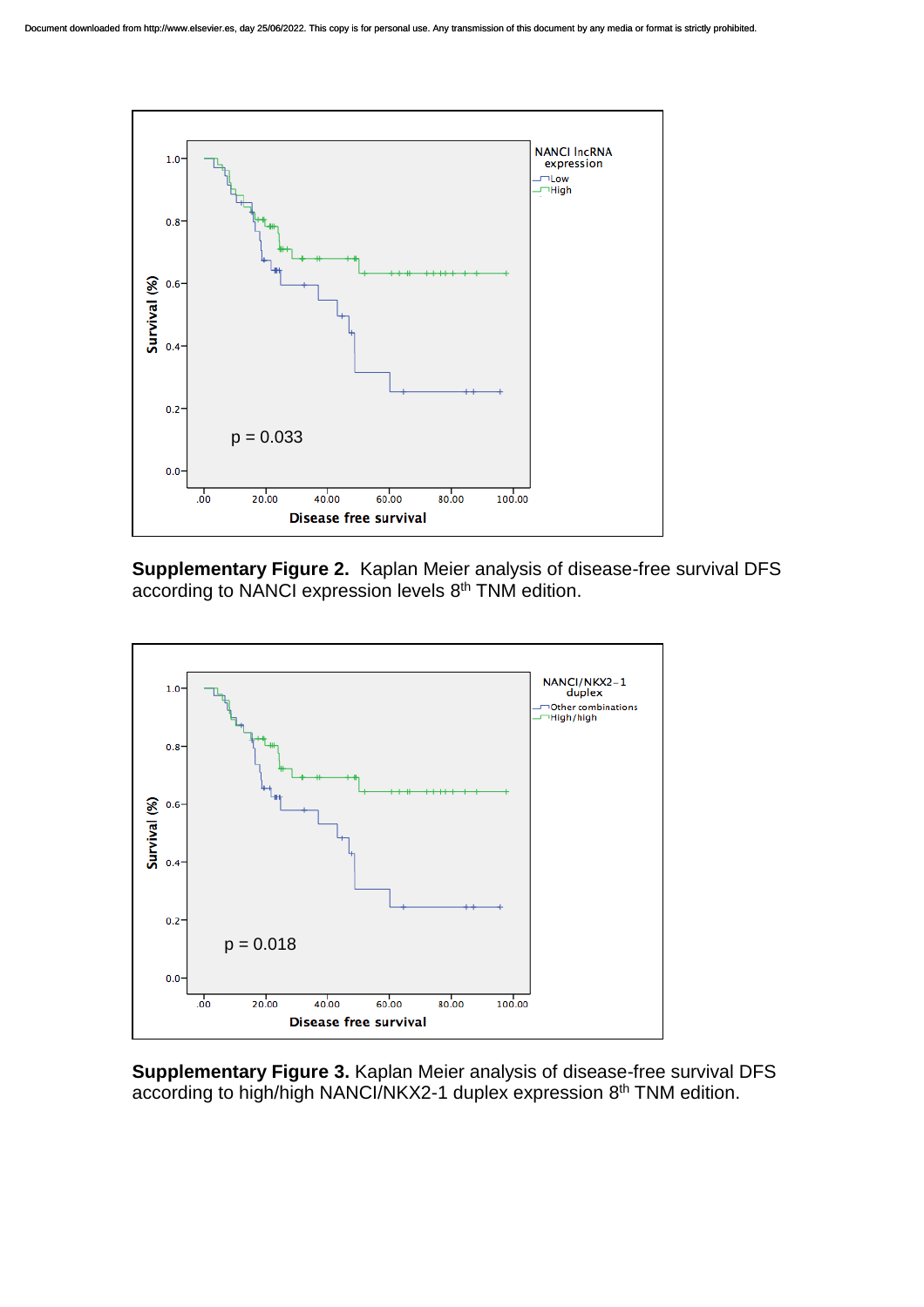**Supplementary Figure 2.** Kaplan Meier analysis of disease-free survival DFS according to NANCI expression levels 8th TNM edition.

**Supplementary Figure 3.** Kaplan Meier analysis of disease-free survival DFS according to high/high NANCI/NKX2-1 duplex expression 8th TNM edition.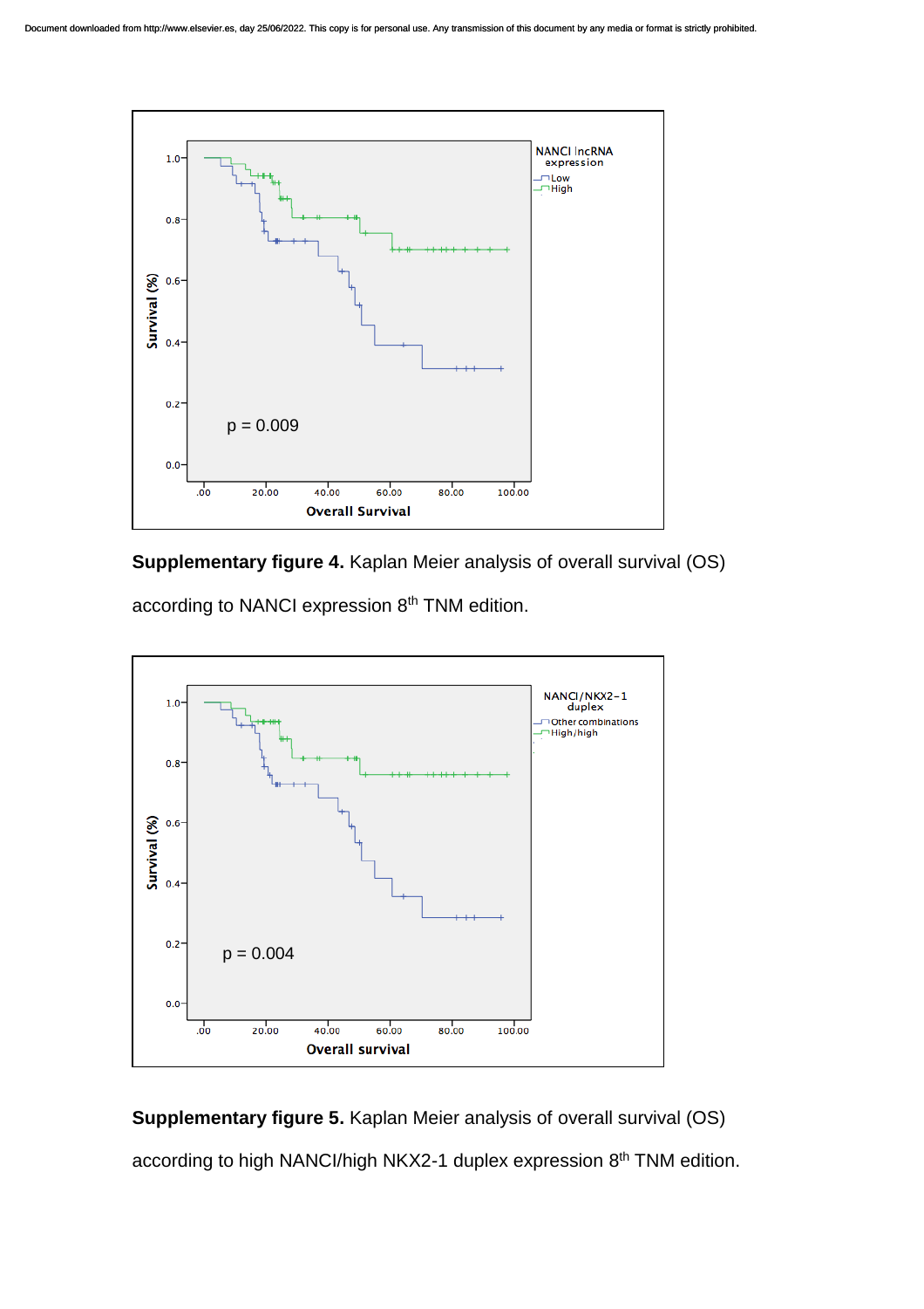**Supplementary figure 4.** Kaplan Meier analysis of overall survival (OS) according to NANCI expression 8th TNM edition.

**Supplementary figure 5.** Kaplan Meier analysis of overall survival (OS) according to high NANCI/high NKX2-1 duplex expression 8th TNM edition.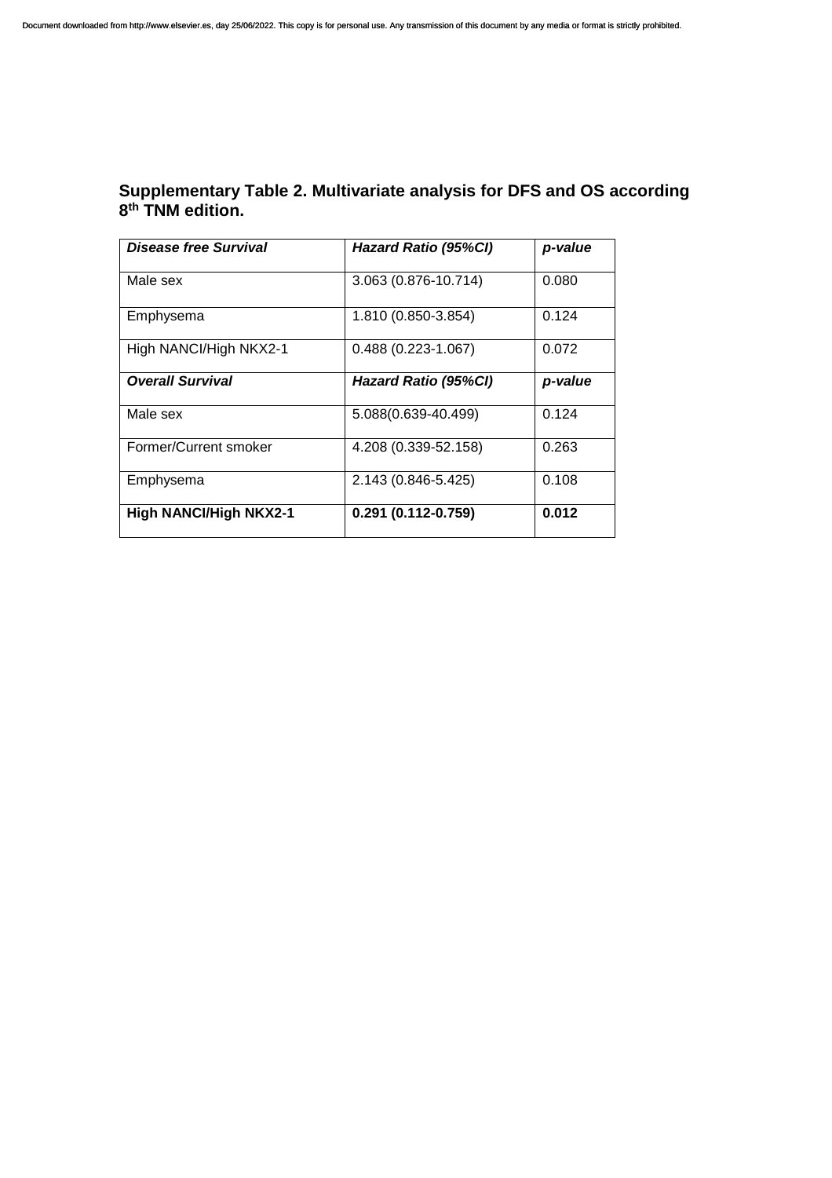**Supplementary Table 2. Multivariate analysis for DFS and OS according 8th TNM edition.**

| *Disease free Survival* | *Hazard Ratio (95%CI)* | *p-value* |
|---|---|---|
| Male sex | 3.063 (0.876-10.714) | 0.080 |
| Emphysema | 1.810 (0.850-3.854) | 0.124 |
| High NANCI/High NKX2-1 | 0.488 (0.223-1.067) | 0.072 |
| ***Overall Survival*** | ***Hazard Ratio (95%CI)*** | ***p-value*** |
| Male sex | 5.088(0.639-40.499) | 0.124 |
| Former/Current smoker | 4.208 (0.339-52.158) | 0.263 |
| Emphysema | 2.143 (0.846-5.425) | 0.108 |
| **High NANCI/High NKX2-1** | **0.291 (0.112-0.759)** | **0.012** |